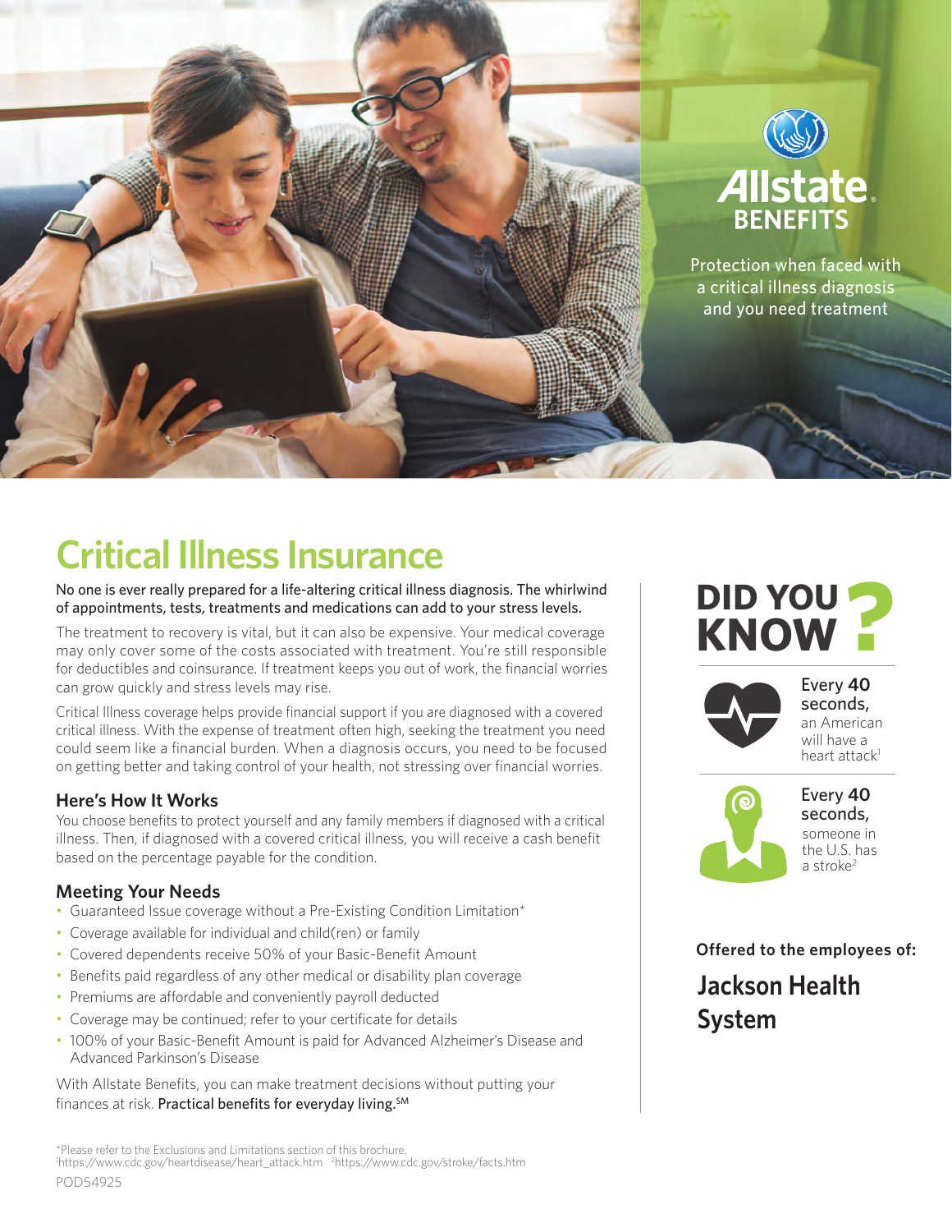Allstate BENEFITS

Protection when faced with a critical illness diagnosis and you need treatment

# Critical Illness Insurance

No one is ever really prepared for a life-altering critical illness diagnosis. The whirlwind of appointments, tests, treatments and medications can add to your stress levels.

The treatment to recovery is vital, but it can also be expensive. Your medical coverage may only cover some of the costs associated with treatment. You're still responsible for deductibles and coinsurance. If treatment keeps you out of work, the financial worries can grow quickly and stress levels may rise.

Critical Illness coverage helps provide financial support if you are diagnosed with a covered critical illness. With the expense of treatment often high, seeking the treatment you need could seem like a financial burden. When a diagnosis occurs, you need to be focused on getting better and taking control of your health, not stressing over financial worries.

### Here's How It Works

You choose benefits to protect yourself and any family members if diagnosed with a critical illness. Then, if diagnosed with a covered critical illness, you will receive a cash benefit based on the percentage payable for the condition.

### Meeting Your Needs

- Guaranteed Issue coverage without a Pre-Existing Condition Limitation*
- Coverage available for individual and child(ren) or family
- Covered dependents receive 50% of your Basic-Benefit Amount
- Benefits paid regardless of any other medical or disability plan coverage
- Premiums are affordable and conveniently payroll deducted
- Coverage may be continued; refer to your certificate for details
- 100% of your Basic-Benefit Amount is paid for Advanced Alzheimer's Disease and Advanced Parkinson's Disease

With Allstate Benefits, you can make treatment decisions without putting your finances at risk. **Practical benefits for everyday living.**SM

## DID YOU KNOW?

Every **40** seconds, an American will have a heart attack[1]

Every **40** seconds, someone in the U.S. has a stroke[2]

**Offered to the employees of:**

## Jackson Health System

*Please refer to the Exclusions and Limitations section of this brochure.
[1]https://www.cdc.gov/heartdisease/heart_attack.htm [2]https://www.cdc.gov/stroke/facts.htm

POD54925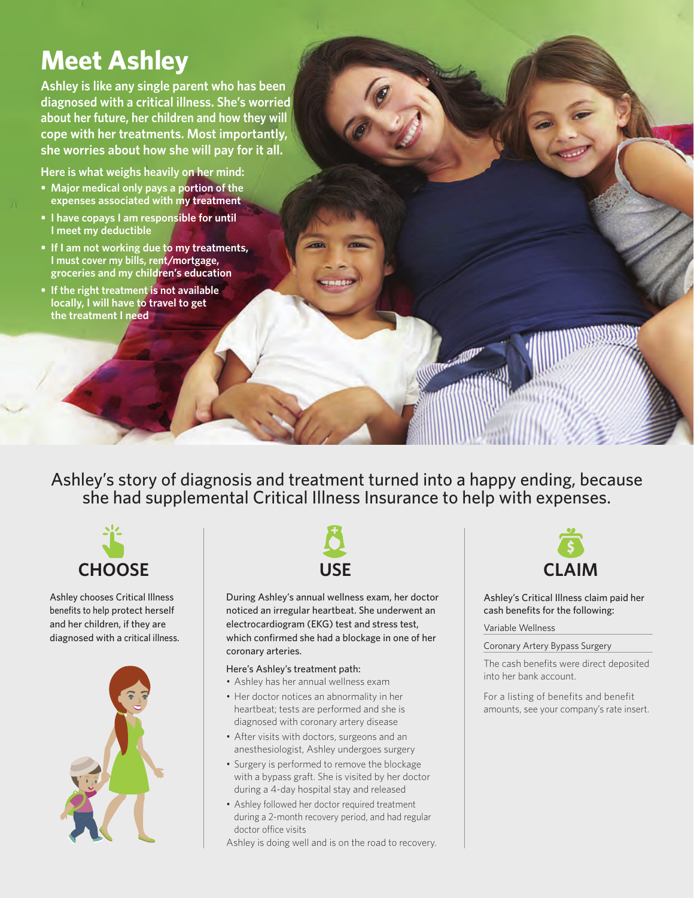# Meet Ashley

**Ashley is like any single parent who has been diagnosed with a critical illness. She's worried about her future, her children and how they will cope with her treatments. Most importantly, she worries about how she will pay for it all.**

**Here is what weighs heavily on her mind:**

- **Major medical only pays a portion of the expenses associated with my treatment**
- **I have copays I am responsible for until I meet my deductible**
- **If I am not working due to my treatments, I must cover my bills, rent/mortgage, groceries and my children's education**
- **If the right treatment is not available locally, I will have to travel to get the treatment I need**

Ashley's story of diagnosis and treatment turned into a happy ending, because she had supplemental Critical Illness Insurance to help with expenses.

## CHOOSE

Ashley chooses Critical Illness benefits to help protect herself and her children, if they are diagnosed with a critical illness.

## USE

During Ashley's annual wellness exam, her doctor noticed an irregular heartbeat. She underwent an electrocardiogram (EKG) test and stress test, which confirmed she had a blockage in one of her coronary arteries.

Here's Ashley's treatment path:

- Ashley has her annual wellness exam
- Her doctor notices an abnormality in her heartbeat; tests are performed and she is diagnosed with coronary artery disease
- After visits with doctors, surgeons and an anesthesiologist, Ashley undergoes surgery
- Surgery is performed to remove the blockage with a bypass graft. She is visited by her doctor during a 4-day hospital stay and released
- Ashley followed her doctor required treatment during a 2-month recovery period, and had regular doctor office visits

Ashley is doing well and is on the road to recovery.

## CLAIM

Ashley's Critical Illness claim paid her cash benefits for the following:

- Variable Wellness
- Coronary Artery Bypass Surgery

The cash benefits were direct deposited into her bank account.

For a listing of benefits and benefit amounts, see your company's rate insert.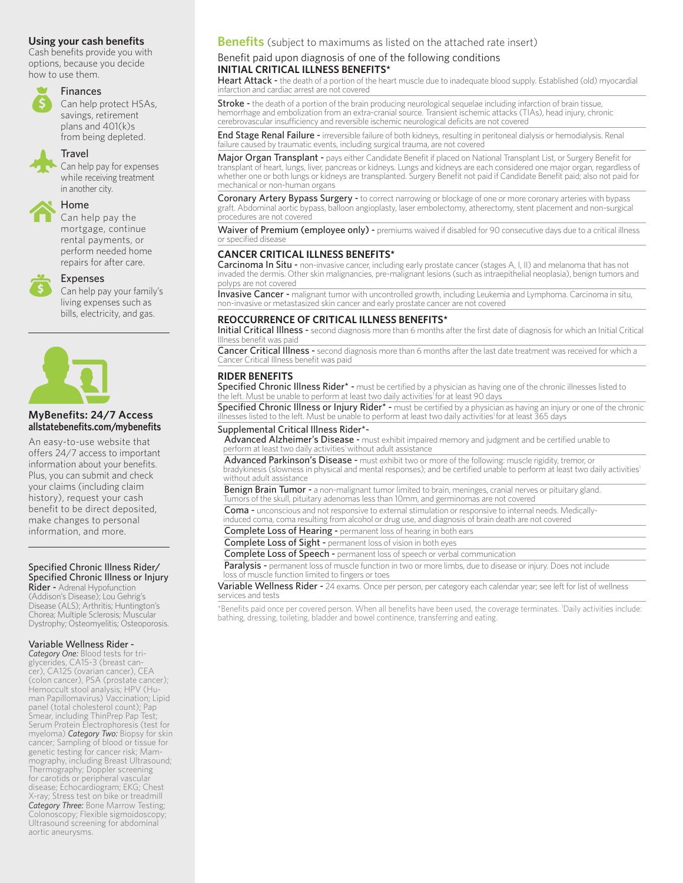## Using your cash benefits

Cash benefits provide you with options, because you decide how to use them.

**Finances**
Can help protect HSAs, savings, retirement plans and 401(k)s from being depleted.

**Travel**
Can help pay for expenses while receiving treatment in another city.

**Home**
Can help pay the mortgage, continue rental payments, or perform needed home repairs for after care.

**Expenses**
Can help pay your family's living expenses such as bills, electricity, and gas.

### MyBenefits: 24/7 Access
**allstatebenefits.com/mybenefits**

An easy-to-use website that offers 24/7 access to important information about your benefits. Plus, you can submit and check your claims (including claim history), request your cash benefit to be direct deposited, make changes to personal information, and more.

**Specified Chronic Illness Rider/ Specified Chronic Illness or Injury Rider -** Adrenal Hypofunction (Addison's Disease); Lou Gehrig's Disease (ALS); Arthritis; Huntington's Chorea; Multiple Sclerosis; Muscular Dystrophy; Osteomyelitis; Osteoporosis.

**Variable Wellness Rider -**
*Category One:* Blood tests for triglycerides, CA15-3 (breast cancer), CA125 (ovarian cancer), CEA (colon cancer), PSA (prostate cancer); Hemoccult stool analysis; HPV (Human Papillomavirus) Vaccination; Lipid panel (total cholesterol count); Pap Smear, including ThinPrep Pap Test; Serum Protein Electrophoresis (test for myeloma) *Category Two:* Biopsy for skin cancer; Sampling of blood or tissue for genetic testing for cancer risk; Mammography, including Breast Ultrasound; Thermography; Doppler screening for carotids or peripheral vascular disease; Echocardiogram; EKG; Chest X-ray; Stress test on bike or treadmill *Category Three:* Bone Marrow Testing; Colonoscopy; Flexible sigmoidoscopy; Ultrasound screening for abdominal aortic aneurysms.

## Benefits (subject to maximums as listed on the attached rate insert)

Benefit paid upon diagnosis of one of the following conditions

### INITIAL CRITICAL ILLNESS BENEFITS*

**Heart Attack -** the death of a portion of the heart muscle due to inadequate blood supply. Established (old) myocardial infarction and cardiac arrest are not covered

**Stroke -** the death of a portion of the brain producing neurological sequelae including infarction of brain tissue, hemorrhage and embolization from an extra-cranial source. Transient ischemic attacks (TIAs), head injury, chronic cerebrovascular insufficiency and reversible ischemic neurological deficits are not covered

**End Stage Renal Failure -** irreversible failure of both kidneys, resulting in peritoneal dialysis or hemodialysis. Renal failure caused by traumatic events, including surgical trauma, are not covered

**Major Organ Transplant -** pays either Candidate Benefit if placed on National Transplant List, or Surgery Benefit for transplant of heart, lungs, liver, pancreas or kidneys. Lungs and kidneys are each considered one major organ, regardless of whether one or both lungs or kidneys are transplanted. Surgery Benefit not paid if Candidate Benefit paid; also not paid for mechanical or non-human organs

**Coronary Artery Bypass Surgery -** to correct narrowing or blockage of one or more coronary arteries with bypass graft. Abdominal aortic bypass, balloon angioplasty, laser embolectomy, atherectomy, stent placement and non-surgical procedures are not covered

**Waiver of Premium (employee only) -** premiums waived if disabled for 90 consecutive days due to a critical illness or specified disease

### CANCER CRITICAL ILLNESS BENEFITS*

**Carcinoma In Situ -** non-invasive cancer, including early prostate cancer (stages A, I, II) and melanoma that has not invaded the dermis. Other skin malignancies, pre-malignant lesions (such as intraepithelial neoplasia), benign tumors and polyps are not covered

**Invasive Cancer -** malignant tumor with uncontrolled growth, including Leukemia and Lymphoma. Carcinoma in situ, non-invasive or metastasized skin cancer and early prostate cancer are not covered

### REOCCURRENCE OF CRITICAL ILLNESS BENEFITS*

**Initial Critical Illness -** second diagnosis more than 6 months after the first date of diagnosis for which an Initial Critical Illness benefit was paid

**Cancer Critical Illness -** second diagnosis more than 6 months after the last date treatment was received for which a Cancer Critical Illness benefit was paid

### RIDER BENEFITS

**Specified Chronic Illness Rider* -** must be certified by a physician as having one of the chronic illnesses listed to the left. Must be unable to perform at least two daily activities[1] for at least 90 days

**Specified Chronic Illness or Injury Rider* -** must be certified by a physician as having an injury or one of the chronic illnesses listed to the left. Must be unable to perform at least two daily activities[1] for at least 365 days

**Supplemental Critical Illness Rider*-**

- **Advanced Alzheimer's Disease -** must exhibit impaired memory and judgment and be certified unable to perform at least two daily activities[1] without adult assistance
- **Advanced Parkinson's Disease -** must exhibit two or more of the following: muscle rigidity, tremor, or bradykinesis (slowness in physical and mental responses); and be certified unable to perform at least two daily activities[1] without adult assistance
- **Benign Brain Tumor -** a non-malignant tumor limited to brain, meninges, cranial nerves or pituitary gland. Tumors of the skull, pituitary adenomas less than 10mm, and germinomas are not covered
- **Coma -** unconscious and not responsive to external stimulation or responsive to internal needs. Medically-induced coma, coma resulting from alcohol or drug use, and diagnosis of brain death are not covered
- **Complete Loss of Hearing -** permanent loss of hearing in both ears
- **Complete Loss of Sight -** permanent loss of vision in both eyes
- **Complete Loss of Speech -** permanent loss of speech or verbal communication
- **Paralysis -** permanent loss of muscle function in two or more limbs, due to disease or injury. Does not include loss of muscle function limited to fingers or toes

**Variable Wellness Rider -** 24 exams. Once per person, per category each calendar year; see left for list of wellness services and tests

*Benefits paid once per covered person. When all benefits have been used, the coverage terminates. [1]Daily activities include: bathing, dressing, toileting, bladder and bowel continence, transferring and eating.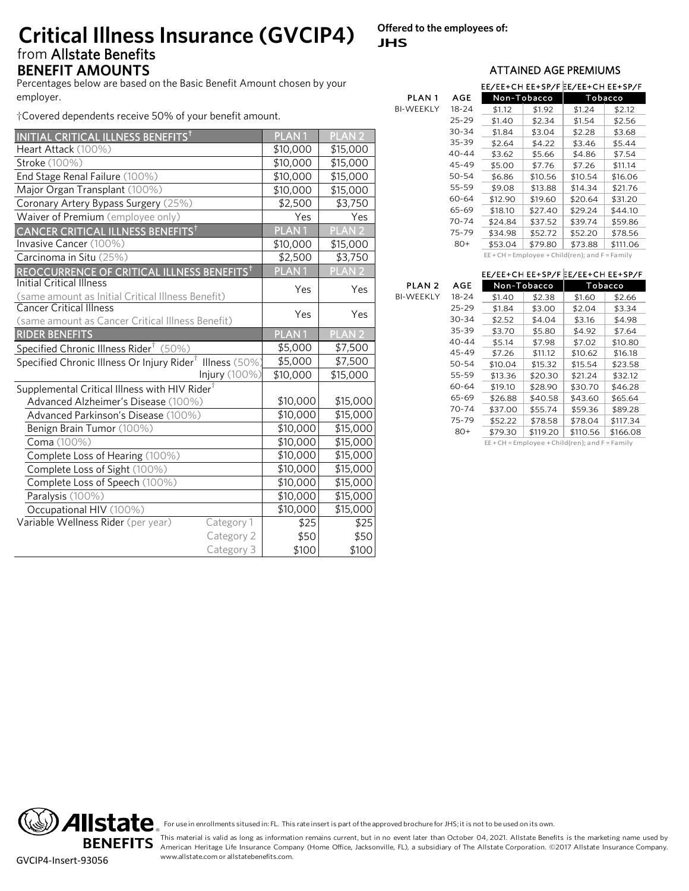# Critical Illness Insurance (GVCIP4)

from Allstate Benefits

**Offered to the employees of:**
**JHS**

## BENEFIT AMOUNTS

Percentages below are based on the Basic Benefit Amount chosen by your employer.

†Covered dependents receive 50% of your benefit amount.

| INITIAL CRITICAL ILLNESS BENEFITS† | | PLAN 1 | PLAN 2 |
|---|---|---|---|
| Heart Attack (100%) | | $10,000 | $15,000 |
| Stroke (100%) | | $10,000 | $15,000 |
| End Stage Renal Failure (100%) | | $10,000 | $15,000 |
| Major Organ Transplant (100%) | | $10,000 | $15,000 |
| Coronary Artery Bypass Surgery (25%) | | $2,500 | $3,750 |
| Waiver of Premium (employee only) | | Yes | Yes |
| **CANCER CRITICAL ILLNESS BENEFITS†** | | **PLAN 1** | **PLAN 2** |
| Invasive Cancer (100%) | | $10,000 | $15,000 |
| Carcinoma in Situ (25%) | | $2,500 | $3,750 |
| **REOCCURRENCE OF CRITICAL ILLNESS BENEFITS†** | | **PLAN 1** | **PLAN 2** |
| Initial Critical Illness (same amount as Initial Critical Illness Benefit) | | Yes | Yes |
| Cancer Critical Illness (same amount as Cancer Critical Illness Benefit) | | Yes | Yes |
| **RIDER BENEFITS** | | **PLAN 1** | **PLAN 2** |
| Specified Chronic Illness Rider† (50%) | | $5,000 | $7,500 |
| Specified Chronic Illness Or Injury Rider† | Illness (50%) | $5,000 | $7,500 |
| | Injury (100%) | $10,000 | $15,000 |
| Supplemental Critical Illness with HIV Rider† | | | |
| Advanced Alzheimer's Disease (100%) | | $10,000 | $15,000 |
| Advanced Parkinson's Disease (100%) | | $10,000 | $15,000 |
| Benign Brain Tumor (100%) | | $10,000 | $15,000 |
| Coma (100%) | | $10,000 | $15,000 |
| Complete Loss of Hearing (100%) | | $10,000 | $15,000 |
| Complete Loss of Sight (100%) | | $10,000 | $15,000 |
| Complete Loss of Speech (100%) | | $10,000 | $15,000 |
| Paralysis (100%) | | $10,000 | $15,000 |
| Occupational HIV (100%) | | $10,000 | $15,000 |
| Variable Wellness Rider (per year) | Category 1 | $25 | $25 |
| | Category 2 | $50 | $50 |
| | Category 3 | $100 | $100 |

## ATTAINED AGE PREMIUMS

| PLAN 1 BI-WEEKLY | | Non-Tobacco | | Tobacco | |
|---|---|---|---|---|---|
| | AGE | EE/EE+CH | EE+SP/F | EE/EE+CH | EE+SP/F |
| | 18-24 | $1.12 | $1.92 | $1.24 | $2.12 |
| | 25-29 | $1.40 | $2.34 | $1.54 | $2.56 |
| | 30-34 | $1.84 | $3.04 | $2.28 | $3.68 |
| | 35-39 | $2.64 | $4.22 | $3.46 | $5.44 |
| | 40-44 | $3.62 | $5.66 | $4.86 | $7.54 |
| | 45-49 | $5.00 | $7.76 | $7.26 | $11.14 |
| | 50-54 | $6.86 | $10.56 | $10.54 | $16.06 |
| | 55-59 | $9.08 | $13.88 | $14.34 | $21.76 |
| | 60-64 | $12.90 | $19.60 | $20.64 | $31.20 |
| | 65-69 | $18.10 | $27.40 | $29.24 | $44.10 |
| | 70-74 | $24.84 | $37.52 | $39.74 | $59.86 |
| | 75-79 | $34.98 | $52.72 | $52.20 | $78.56 |
| | 80+ | $53.04 | $79.80 | $73.88 | $111.06 |

EE + CH = Employee + Child(ren); and F = Family

| PLAN 2 BI-WEEKLY | | Non-Tobacco | | Tobacco | |
|---|---|---|---|---|---|
| | AGE | EE/EE+CH | EE+SP/F | EE/EE+CH | EE+SP/F |
| | 18-24 | $1.40 | $2.38 | $1.60 | $2.66 |
| | 25-29 | $1.84 | $3.00 | $2.04 | $3.34 |
| | 30-34 | $2.52 | $4.04 | $3.16 | $4.98 |
| | 35-39 | $3.70 | $5.80 | $4.92 | $7.64 |
| | 40-44 | $5.14 | $7.98 | $7.02 | $10.80 |
| | 45-49 | $7.26 | $11.12 | $10.62 | $16.18 |
| | 50-54 | $10.04 | $15.32 | $15.54 | $23.58 |
| | 55-59 | $13.36 | $20.30 | $21.24 | $32.12 |
| | 60-64 | $19.10 | $28.90 | $30.70 | $46.28 |
| | 65-69 | $26.88 | $40.58 | $43.60 | $65.64 |
| | 70-74 | $37.00 | $55.74 | $59.36 | $89.28 |
| | 75-79 | $52.22 | $78.58 | $78.04 | $117.34 |
| | 80+ | $79.30 | $119.20 | $110.56 | $166.08 |

EE + CH = Employee + Child(ren); and F = Family

For use in enrollments sitused in: FL. This rate insert is part of the approved brochure for JHS; it is not to be used on its own.

This material is valid as long as information remains current, but in no event later than October 04, 2021. Allstate Benefits is the marketing name used by American Heritage Life Insurance Company (Home Office, Jacksonville, FL), a subsidiary of The Allstate Corporation. ©2017 Allstate Insurance Company. www.allstate.com or allstatebenefits.com.

GVCIP4-Insert-93056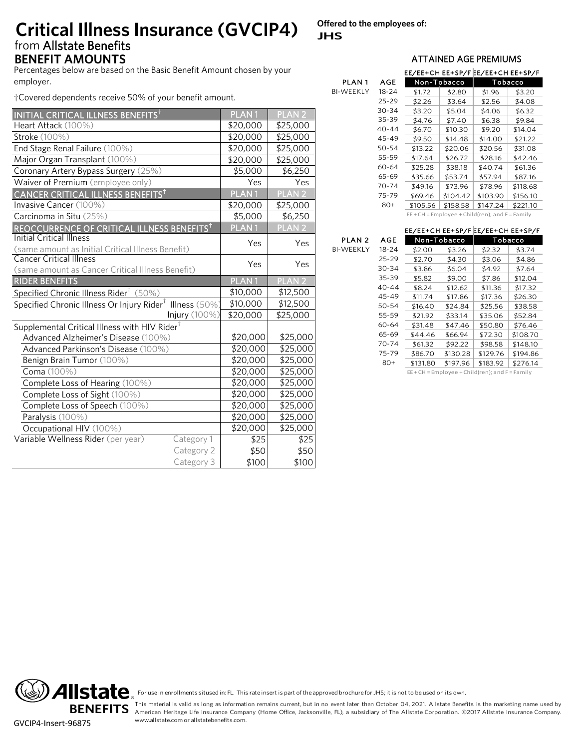# Critical Illness Insurance (GVCIP4)

from Allstate Benefits

**Offered to the employees of:**
**JHS**

## BENEFIT AMOUNTS

Percentages below are based on the Basic Benefit Amount chosen by your employer.

†Covered dependents receive 50% of your benefit amount.

| INITIAL CRITICAL ILLNESS BENEFITS† | PLAN 1 | PLAN 2 |
|---|---|---|
| Heart Attack (100%) | $20,000 | $25,000 |
| Stroke (100%) | $20,000 | $25,000 |
| End Stage Renal Failure (100%) | $20,000 | $25,000 |
| Major Organ Transplant (100%) | $20,000 | $25,000 |
| Coronary Artery Bypass Surgery (25%) | $5,000 | $6,250 |
| Waiver of Premium (employee only) | Yes | Yes |
| **CANCER CRITICAL ILLNESS BENEFITS†** | **PLAN 1** | **PLAN 2** |
| Invasive Cancer (100%) | $20,000 | $25,000 |
| Carcinoma in Situ (25%) | $5,000 | $6,250 |
| **REOCCURRENCE OF CRITICAL ILLNESS BENEFITS†** | **PLAN 1** | **PLAN 2** |
| Initial Critical Illness (same amount as Initial Critical Illness Benefit) | Yes | Yes |
| Cancer Critical Illness (same amount as Cancer Critical Illness Benefit) | Yes | Yes |
| **RIDER BENEFITS** | **PLAN 1** | **PLAN 2** |
| Specified Chronic Illness Rider† (50%) | $10,000 | $12,500 |
| Specified Chronic Illness Or Injury Rider† Illness (50%) | $10,000 | $12,500 |
| Injury (100%) | $20,000 | $25,000 |
| Supplemental Critical Illness with HIV Rider† | | |
| Advanced Alzheimer's Disease (100%) | $20,000 | $25,000 |
| Advanced Parkinson's Disease (100%) | $20,000 | $25,000 |
| Benign Brain Tumor (100%) | $20,000 | $25,000 |
| Coma (100%) | $20,000 | $25,000 |
| Complete Loss of Hearing (100%) | $20,000 | $25,000 |
| Complete Loss of Sight (100%) | $20,000 | $25,000 |
| Complete Loss of Speech (100%) | $20,000 | $25,000 |
| Paralysis (100%) | $20,000 | $25,000 |
| Occupational HIV (100%) | $20,000 | $25,000 |
| Variable Wellness Rider (per year) Category 1 | $25 | $25 |
| Category 2 | $50 | $50 |
| Category 3 | $100 | $100 |

## ATTAINED AGE PREMIUMS

| PLAN 1 BI-WEEKLY AGE | Non-Tobacco EE/EE+CH | Non-Tobacco EE+SP/F | Tobacco EE/EE+CH | Tobacco EE+SP/F |
|---|---|---|---|---|
| 18-24 | $1.72 | $2.80 | $1.96 | $3.20 |
| 25-29 | $2.26 | $3.64 | $2.56 | $4.08 |
| 30-34 | $3.20 | $5.04 | $4.06 | $6.32 |
| 35-39 | $4.76 | $7.40 | $6.38 | $9.84 |
| 40-44 | $6.70 | $10.30 | $9.20 | $14.04 |
| 45-49 | $9.50 | $14.48 | $14.00 | $21.22 |
| 50-54 | $13.22 | $20.06 | $20.56 | $31.08 |
| 55-59 | $17.64 | $26.72 | $28.16 | $42.46 |
| 60-64 | $25.28 | $38.18 | $40.74 | $61.36 |
| 65-69 | $35.66 | $53.74 | $57.94 | $87.16 |
| 70-74 | $49.16 | $73.96 | $78.96 | $118.68 |
| 75-79 | $69.46 | $104.42 | $103.90 | $156.10 |
| 80+ | $105.56 | $158.58 | $147.24 | $221.10 |

EE + CH = Employee + Child(ren); and F = Family

| PLAN 2 BI-WEEKLY AGE | Non-Tobacco EE/EE+CH | Non-Tobacco EE+SP/F | Tobacco EE/EE+CH | Tobacco EE+SP/F |
|---|---|---|---|---|
| 18-24 | $2.00 | $3.26 | $2.32 | $3.74 |
| 25-29 | $2.70 | $4.30 | $3.06 | $4.86 |
| 30-34 | $3.86 | $6.04 | $4.92 | $7.64 |
| 35-39 | $5.82 | $9.00 | $7.86 | $12.04 |
| 40-44 | $8.24 | $12.62 | $11.36 | $17.32 |
| 45-49 | $11.74 | $17.86 | $17.36 | $26.30 |
| 50-54 | $16.40 | $24.84 | $25.56 | $38.58 |
| 55-59 | $21.92 | $33.14 | $35.06 | $52.84 |
| 60-64 | $31.48 | $47.46 | $50.80 | $76.46 |
| 65-69 | $44.46 | $66.94 | $72.30 | $108.70 |
| 70-74 | $61.32 | $92.22 | $98.58 | $148.10 |
| 75-79 | $86.70 | $130.28 | $129.76 | $194.86 |
| 80+ | $131.80 | $197.96 | $183.92 | $276.14 |

EE + CH = Employee + Child(ren); and F = Family

**Allstate BENEFITS**

For use in enrollments sitused in: FL. This rate insert is part of the approved brochure for JHS; it is not to be used on its own.

This material is valid as long as information remains current, but in no event later than October 04, 2021. Allstate Benefits is the marketing name used by American Heritage Life Insurance Company (Home Office, Jacksonville, FL), a subsidiary of The Allstate Corporation. ©2017 Allstate Insurance Company. www.allstate.com or allstatebenefits.com.

GVCIP4-Insert-96875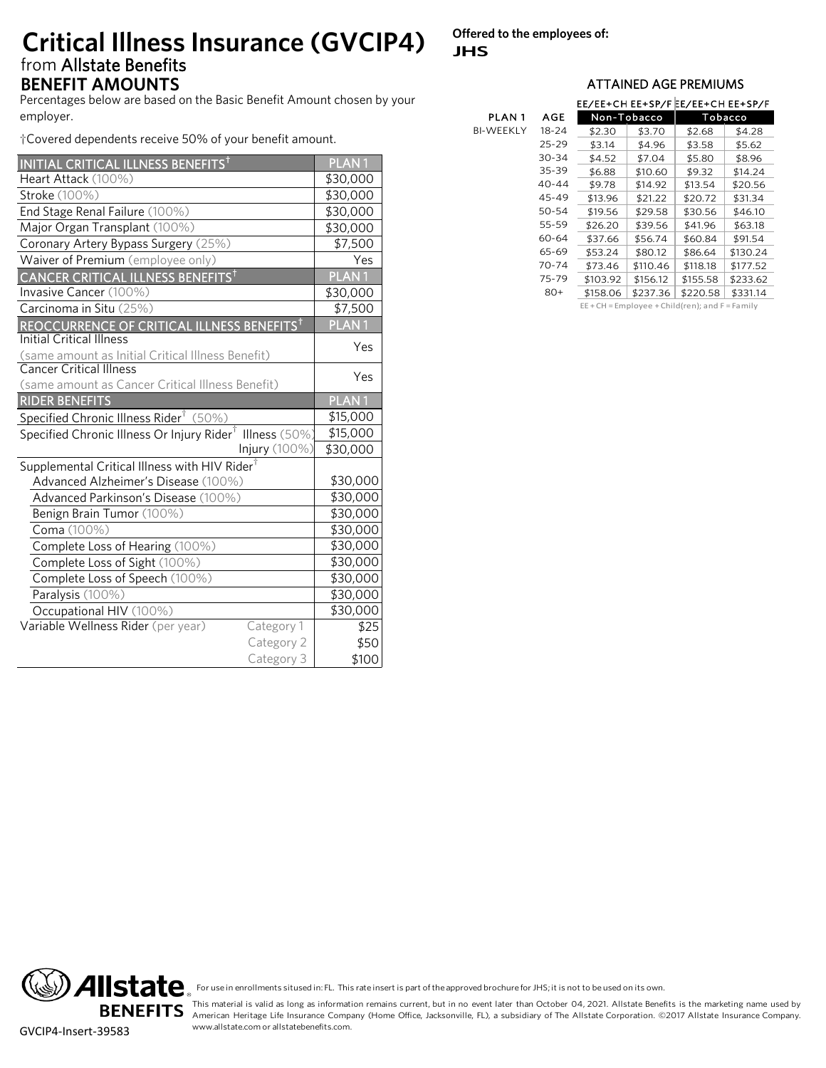# Critical Illness Insurance (GVCIP4)

from Allstate Benefits

**Offered to the employees of:**
**JHS**

## BENEFIT AMOUNTS

Percentages below are based on the Basic Benefit Amount chosen by your employer.

†Covered dependents receive 50% of your benefit amount.

| INITIAL CRITICAL ILLNESS BENEFITS† | PLAN 1 |
|---|---|
| Heart Attack (100%) | $30,000 |
| Stroke (100%) | $30,000 |
| End Stage Renal Failure (100%) | $30,000 |
| Major Organ Transplant (100%) | $30,000 |
| Coronary Artery Bypass Surgery (25%) | $7,500 |
| Waiver of Premium (employee only) | Yes |
| **CANCER CRITICAL ILLNESS BENEFITS†** | **PLAN 1** |
| Invasive Cancer (100%) | $30,000 |
| Carcinoma in Situ (25%) | $7,500 |
| **REOCCURRENCE OF CRITICAL ILLNESS BENEFITS†** | **PLAN 1** |
| Initial Critical Illness (same amount as Initial Critical Illness Benefit) | Yes |
| Cancer Critical Illness (same amount as Cancer Critical Illness Benefit) | Yes |
| **RIDER BENEFITS** | **PLAN 1** |
| Specified Chronic Illness Rider† (50%) | $15,000 |
| Specified Chronic Illness Or Injury Rider† Illness (50%) | $15,000 |
| Injury (100%) | $30,000 |
| Supplemental Critical Illness with HIV Rider† | |
| Advanced Alzheimer's Disease (100%) | $30,000 |
| Advanced Parkinson's Disease (100%) | $30,000 |
| Benign Brain Tumor (100%) | $30,000 |
| Coma (100%) | $30,000 |
| Complete Loss of Hearing (100%) | $30,000 |
| Complete Loss of Sight (100%) | $30,000 |
| Complete Loss of Speech (100%) | $30,000 |
| Paralysis (100%) | $30,000 |
| Occupational HIV (100%) | $30,000 |
| Variable Wellness Rider (per year) Category 1 | $25 |
| Category 2 | $50 |
| Category 3 | $100 |

## ATTAINED AGE PREMIUMS

| PLAN 1 | AGE | Non-Tobacco EE/EE+CH | Non-Tobacco EE+SP/F | Tobacco EE/EE+CH | Tobacco EE+SP/F |
|---|---|---|---|---|---|
| BI-WEEKLY | 18-24 | $2.30 | $3.70 | $2.68 | $4.28 |
| | 25-29 | $3.14 | $4.96 | $3.58 | $5.62 |
| | 30-34 | $4.52 | $7.04 | $5.80 | $8.96 |
| | 35-39 | $6.88 | $10.60 | $9.32 | $14.24 |
| | 40-44 | $9.78 | $14.92 | $13.54 | $20.56 |
| | 45-49 | $13.96 | $21.22 | $20.72 | $31.34 |
| | 50-54 | $19.56 | $29.58 | $30.56 | $46.10 |
| | 55-59 | $26.20 | $39.56 | $41.96 | $63.18 |
| | 60-64 | $37.66 | $56.74 | $60.84 | $91.54 |
| | 65-69 | $53.24 | $80.12 | $86.64 | $130.24 |
| | 70-74 | $73.46 | $110.46 | $118.18 | $177.52 |
| | 75-79 | $103.92 | $156.12 | $155.58 | $233.62 |
| | 80+ | $158.06 | $237.36 | $220.58 | $331.14 |

EE + CH = Employee + Child(ren); and F = Family

Allstate BENEFITS

For use in enrollments sitused in: FL. This rate insert is part of the approved brochure for JHS; it is not to be used on its own.

This material is valid as long as information remains current, but in no event later than October 04, 2021. Allstate Benefits is the marketing name used by American Heritage Life Insurance Company (Home Office, Jacksonville, FL), a subsidiary of The Allstate Corporation. ©2017 Allstate Insurance Company. www.allstate.com or allstatebenefits.com.

GVCIP4-Insert-39583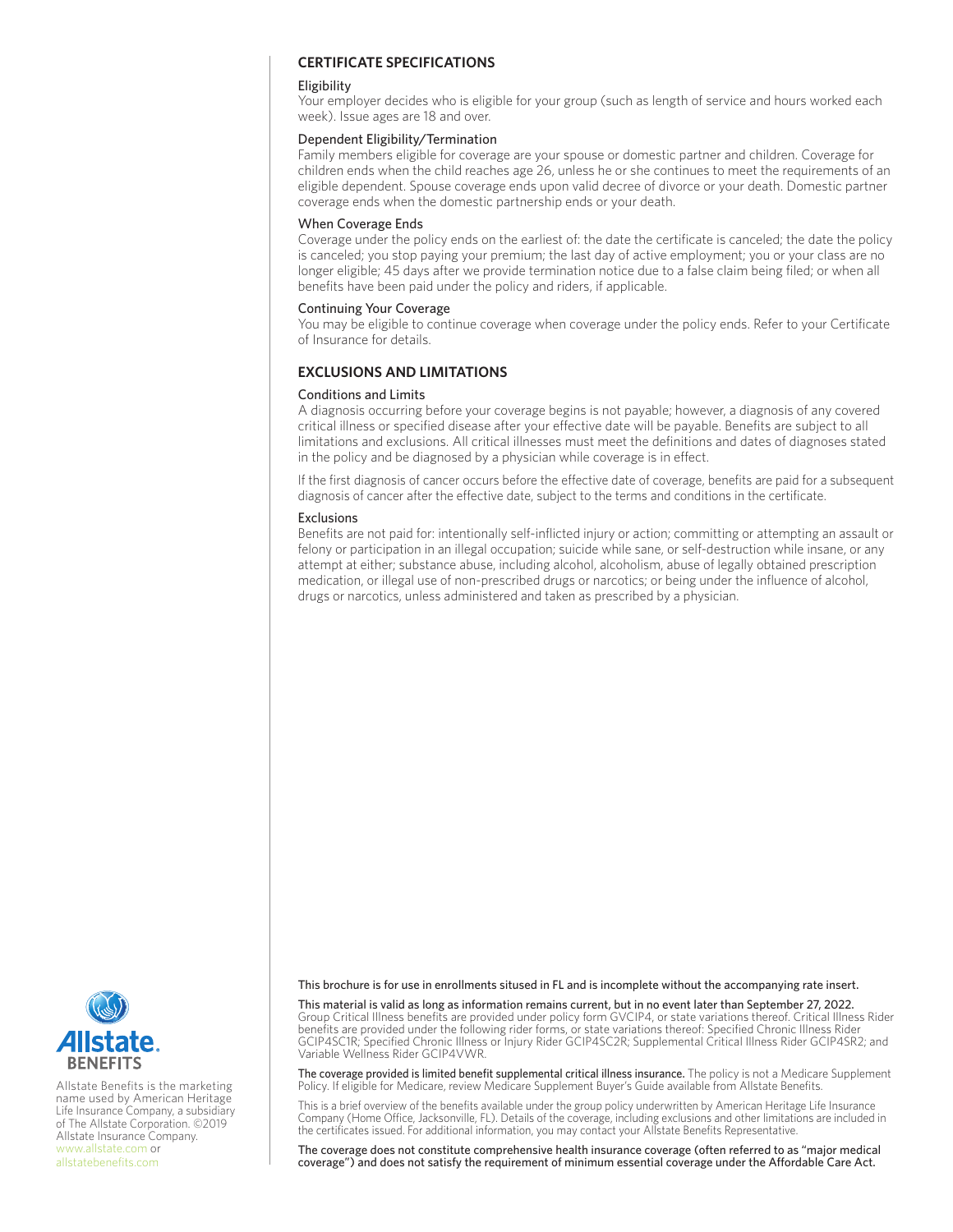## CERTIFICATE SPECIFICATIONS

### Eligibility

Your employer decides who is eligible for your group (such as length of service and hours worked each week). Issue ages are 18 and over.

### Dependent Eligibility/Termination

Family members eligible for coverage are your spouse or domestic partner and children. Coverage for children ends when the child reaches age 26, unless he or she continues to meet the requirements of an eligible dependent. Spouse coverage ends upon valid decree of divorce or your death. Domestic partner coverage ends when the domestic partnership ends or your death.

### When Coverage Ends

Coverage under the policy ends on the earliest of: the date the certificate is canceled; the date the policy is canceled; you stop paying your premium; the last day of active employment; you or your class are no longer eligible; 45 days after we provide termination notice due to a false claim being filed; or when all benefits have been paid under the policy and riders, if applicable.

### Continuing Your Coverage

You may be eligible to continue coverage when coverage under the policy ends. Refer to your Certificate of Insurance for details.

## EXCLUSIONS AND LIMITATIONS

### Conditions and Limits

A diagnosis occurring before your coverage begins is not payable; however, a diagnosis of any covered critical illness or specified disease after your effective date will be payable. Benefits are subject to all limitations and exclusions. All critical illnesses must meet the definitions and dates of diagnoses stated in the policy and be diagnosed by a physician while coverage is in effect.

If the first diagnosis of cancer occurs before the effective date of coverage, benefits are paid for a subsequent diagnosis of cancer after the effective date, subject to the terms and conditions in the certificate.

### Exclusions

Benefits are not paid for: intentionally self-inflicted injury or action; committing or attempting an assault or felony or participation in an illegal occupation; suicide while sane, or self-destruction while insane, or any attempt at either; substance abuse, including alcohol, alcoholism, abuse of legally obtained prescription medication, or illegal use of non-prescribed drugs or narcotics; or being under the influence of alcohol, drugs or narcotics, unless administered and taken as prescribed by a physician.

This brochure is for use in enrollments sitused in FL and is incomplete without the accompanying rate insert.

**This material is valid as long as information remains current, but in no event later than September 27, 2022.** Group Critical Illness benefits are provided under policy form GVCIP4, or state variations thereof. Critical Illness Rider benefits are provided under the following rider forms, or state variations thereof: Specified Chronic Illness Rider GCIP4SC1R; Specified Chronic Illness or Injury Rider GCIP4SC2R; Supplemental Critical Illness Rider GCIP4SR2; and Variable Wellness Rider GCIP4VWR.

**The coverage provided is limited benefit supplemental critical illness insurance.** The policy is not a Medicare Supplement Policy. If eligible for Medicare, review Medicare Supplement Buyer's Guide available from Allstate Benefits.

This is a brief overview of the benefits available under the group policy underwritten by American Heritage Life Insurance Company (Home Office, Jacksonville, FL). Details of the coverage, including exclusions and other limitations are included in the certificates issued. For additional information, you may contact your Allstate Benefits Representative.

**The coverage does not constitute comprehensive health insurance coverage (often referred to as "major medical coverage") and does not satisfy the requirement of minimum essential coverage under the Affordable Care Act.**

Allstate. BENEFITS

Allstate Benefits is the marketing name used by American Heritage Life Insurance Company, a subsidiary of The Allstate Corporation. ©2019 Allstate Insurance Company. www.allstate.com or allstatebenefits.com